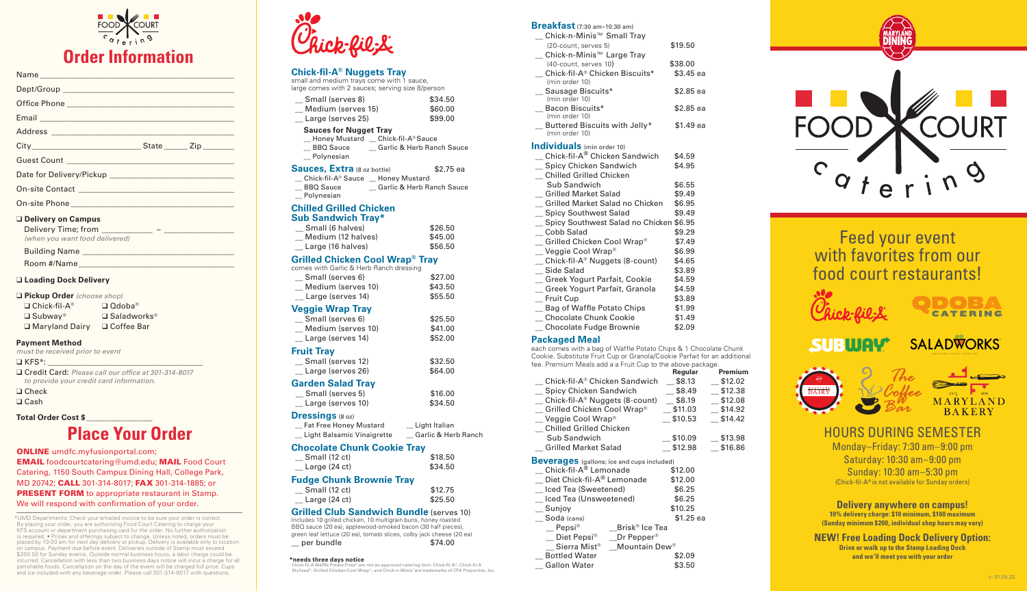# Order Information

Name ____________________

Dept/Group ____________________

Office Phone ____________________

Email ____________________

Address ____________________

City ____________ State ______ Zip ______

Guest Count ____________________

Date for Delivery/Pickup ____________________

On-site Contact ____________________

On-site Phone ____________________

❑ **Delivery on Campus**
Delivery Time; from __________ – __________
*(when you want food delivered)*

Building Name ____________________

Room #/Name ____________________

❑ **Loading Dock Delivery**

❑ **Pickup Order** *(choose shop)*
❑ Chick-fil-A® ❑ Qdoba®
❑ Subway® ❑ Saladworks®
❑ Maryland Dairy ❑ Coffee Bar

**Payment Method**
*must be received prior to event*

❑ KFS*: ____________________

❑ Credit Card: *Please call our office at 301-314-8017 to provide your credit card information.*

❑ Check

❑ Cash

**Total Order Cost $** ______________

# Place Your Order

**ONLINE** umdfc.myfusionportal.com;
**EMAIL** foodcourtcatering@umd.edu; **MAIL** Food Court Catering, 1150 South Campus Dining Hall, College Park, MD 20742; **CALL** 301-314-8017; **FAX** 301-314-1885; or **PRESENT FORM** to appropriate restaurant in Stamp.
We will respond with confirmation of your order.

*UMD Departments: Check your emailed invoice to be sure your order is correct. By placing your order, you are authorizing Food Court Catering to charge your KFS account or department purchasing card for the order. No further authorization is required. • Prices and offerings subject to change. Unless noted, orders must be placed by 10:00 am for next day delivery or pickup. Delivery is available only to location on campus. Payment due before event. Deliveries outside of Stamp must exceed $200.00 for Sunday events. Outside normal business hours, a labor charge could be incurred. Cancellation with less than two business days notice will incur a charge for all perishable foods. Cancellation on the day of the event will be charged full price. Cups and ice included with any beverage order. Please call 301-314-8017 with questions.

## Chick-fil-A

### Chick-fil-A® Nuggets Tray
small and medium trays come with 1 sauce, large comes with 2 sauces; serving size 8/person

| Item | Price |
|---|---|
| __ Small (serves 8) | $34.50 |
| __ Medium (serves 15) | $60.00 |
| __ Large (serves 25) | $99.00 |

**Sauces for Nugget Tray**
__ Honey Mustard __ Chick-fil-A® Sauce
__ BBQ Sauce __ Garlic & Herb Ranch Sauce
__ Polynesian

### Sauces, Extra (8 oz bottle) $2.75 ea
__ Chick-fil-A® Sauce __ Honey Mustard
__ BBQ Sauce __ Garlic & Herb Ranch Sauce
__ Polynesian

### Chilled Grilled Chicken Sub Sandwich Tray*

| Item | Price |
|---|---|
| __ Small (6 halves) | $26.50 |
| __ Medium (12 halves) | $45.00 |
| __ Large (16 halves) | $56.50 |

### Grilled Chicken Cool Wrap® Tray
comes with Garlic & Herb Ranch dressing

| Item | Price |
|---|---|
| __ Small (serves 6) | $27.00 |
| __ Medium (serves 10) | $43.50 |
| __ Large (serves 14) | $55.50 |

### Veggie Wrap Tray

| Item | Price |
|---|---|
| __ Small (serves 6) | $25.50 |
| __ Medium (serves 10) | $41.00 |
| __ Large (serves 14) | $52.00 |

### Fruit Tray

| Item | Price |
|---|---|
| __ Small (serves 12) | $32.50 |
| __ Large (serves 26) | $64.00 |

### Garden Salad Tray

| Item | Price |
|---|---|
| __ Small (serves 5) | $16.00 |
| __ Large (serves 10) | $34.50 |

### Dressings (8 oz)
__ Fat Free Honey Mustard __ Light Italian
__ Light Balsamic Vinaigrette __ Garlic & Herb Ranch

### Chocolate Chunk Cookie Tray

| Item | Price |
|---|---|
| __ Small (12 ct) | $18.50 |
| __ Large (24 ct) | $34.50 |

### Fudge Chunk Brownie Tray

| Item | Price |
|---|---|
| __ Small (12 ct) | $12.75 |
| __ Large (24 ct) | $25.50 |

### Grilled Club Sandwich Bundle (serves 10)
Includes 10 grilled chicken, 10 multigrain buns, honey roasted BBQ sauce (20 ea), applewood-smoked bacon (30 half pieces), green leaf lettuce (20 ea), tomato slices, colby jack cheese (20 ea)

__ per bundle $74.00

**\*needs three days notice**
Chick-fil-A Waffle Potato Fries® are not an approved catering item. Chick-fil-A®, Chick-fil-A Stylized®, Grilled Chicken Cool Wrap®, and Chick-n-Minis® are trademarks of CFA Properties, Inc.

### Breakfast (7:30 am–10:30 am)

| Item | Price |
|---|---|
| __ Chick-n-Minis™ Small Tray (20-count, serves 5) | $19.50 |
| __ Chick-n-Minis™ Large Tray (40-count, serves 10) | $38.00 |
| __ Chick-fil-A® Chicken Biscuits* (min order 10) | $3.45 ea |
| __ Sausage Biscuits* (min order 10) | $2.85 ea |
| __ Bacon Biscuits* (min order 10) | $2.85 ea |
| __ Buttered Biscuits with Jelly* (min order 10) | $1.49 ea |

### Individuals (min order 10)

| Item | Price |
|---|---|
| __ Chick-fil-A® Chicken Sandwich | $4.59 |
| __ Spicy Chicken Sandwich | $4.95 |
| __ Chilled Grilled Chicken Sub Sandwich | $6.55 |
| __ Grilled Market Salad | $9.49 |
| __ Grilled Market Salad no Chicken | $6.95 |
| __ Spicy Southwest Salad | $9.49 |
| __ Spicy Southwest Salad no Chicken | $6.95 |
| __ Cobb Salad | $9.29 |
| __ Grilled Chicken Cool Wrap® | $7.49 |
| __ Veggie Cool Wrap® | $6.99 |
| __ Chick-fil-A® Nuggets (8-count) | $4.65 |
| __ Side Salad | $3.89 |
| __ Greek Yogurt Parfait, Cookie | $4.59 |
| __ Greek Yogurt Parfait, Granola | $4.59 |
| __ Fruit Cup | $3.89 |
| __ Bag of Waffle Potato Chips | $1.99 |
| __ Chocolate Chunk Cookie | $1.49 |
| __ Chocolate Fudge Brownie | $2.09 |

### Packaged Meal
each comes with a bag of Waffle Potato Chips & 1 Chocolate Chunk Cookie. Substitute Fruit Cup or Granola/Cookie Parfait for an additional fee. Premium Meals add a a Fruit Cup to the above package.

| Item | Regular | Premium |
|---|---|---|
| Chick-fil-A® Chicken Sandwich | __ $8.13 | __ $12.02 |
| Spicy Chicken Sandwich | __ $8.49 | __ $12.38 |
| Chick-fil-A® Nuggets (8-count) | __ $8.19 | __ $12.08 |
| Grilled Chicken Cool Wrap® | __ $11.03 | __ $14.92 |
| Veggie Cool Wrap® | __ $10.53 | __ $14.42 |
| Chilled Grilled Chicken Sub Sandwich | __ $10.09 | __ $13.98 |
| Grilled Market Salad | __ $12.98 | __ $16.86 |

### Beverages (gallons; ice and cups included)

| Item | Price |
|---|---|
| __ Chick-fil-A® Lemonade | $12.00 |
| __ Diet Chick-fil-A® Lemonade | $12.00 |
| __ Iced Tea (Sweetened) | $6.25 |
| __ Iced Tea (Unsweetened) | $6.25 |
| __ Sunjoy | $10.25 |
| __ Soda (cans) | $1.25 ea |

__ Pepsi® __ Brisk® Ice Tea
__ Diet Pepsi® __ Dr Pepper®
__ Sierra Mist® __ Mountain Dew®

| Item | Price |
|---|---|
| __ Bottled Water | $2.09 |
| __ Gallon Water | $3.50 |

# Food Court Catering

## Feed your event with favorites from our food court restaurants!

Chick-fil-A · Qdoba Catering · Subway · Saladworks · Maryland Dairy · The Coffee Bar · Maryland Bakery

## HOURS DURING SEMESTER
Monday–Friday: 7:30 am–9:00 pm
Saturday: 10:30 am–9:00 pm
Sunday: 10:30 am–5:30 pm
(Chick-fil-A® is not available for Sunday orders)

**Delivery anywhere on campus!**
**10% delivery charge: $10 minimum, $100 maximum**
**(Sunday minimum $200, individual shop hours may vary)**

**NEW! Free Loading Dock Delivery Option:**
**Drive or walk up to the Stamp Loading Dock and we'll meet you with your order**

v: 01.05.22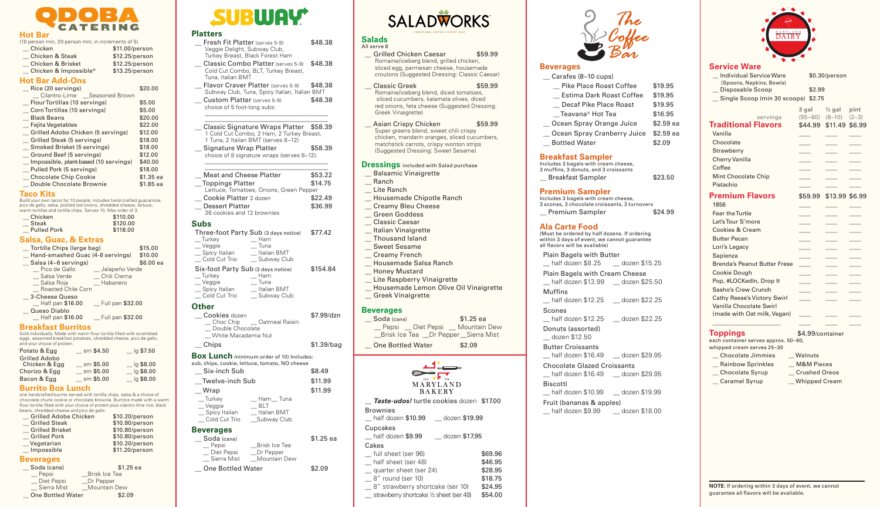# QDOBA CATERING

## Hot Bar

(10 person min, 20 person min; in increments of 5)

- __ Chicken $11.00/person
- __ Chicken & Steak $12.25/person
- __ Chicken & Brisket $12.25/person
- __ Chicken & Impossible* $13.25/person

## Hot Bar Add-Ons

- __ Rice (20 servings) $20.00
  - __ Cilantro-Lime __ Seasoned Brown
- __ Flour Tortillas (10 servings) $5.00
- __ Corn Tortillas (10 servings) $5.00
- __ Black Beans $20.00
- __ Fajita Vegetables $22.00
- __ Grilled Adobo Chicken (5 servings) $12.00
- __ Grilled Steak (5 servings) $18.00
- __ Smoked Brisket (5 servings) $18.00
- __ Ground Beef (5 servings) $12.00
- __ Impossible, plant-based (10 servings) $40.00
- __ Pulled Pork (5 servings) $18.00
- __ Chocolate Chip Cookie $1.35 ea
- __ Double Chocolate Brownie $1.85 ea

## Taco Kits

Build your own tacos for 10 people, includes hand-crafted guacamole, pico de gallo, salsa, pickled red onions, shredded cheese, lettuce, warm tortillas and tortilla chips. Serves 10, Max order of 3.

- __ Chicken $110.00
- __ Steak $120.00
- __ Pulled Pork $118.00

## Salsa, Guac, & Extras

- __ Tortilla Chips (large bag) $15.00
- __ Hand-smashed Guac (4-6 servings) $10.00
- __ Salsa (4–6 servings) $6.00 ea
  - __ Pico de Gallo __ Jalapeño Verde
  - __ Salsa Verde __ Chili Crema
  - __ Salsa Roja __ Habanero
  - __ Roasted Chile Corn
- __ 3-Cheese Queso
  - __ Half pan $16.00 __ Full pan $32.00
- __ Queso Diablo
  - __ Half pan $16.00 __ Full pan $32.00

## Breakfast Burritos

Sold individually. Made with warm flour tortilla filled with scrambled eggs, seasoned breakfast potatoes, shredded cheese, pico de gallo, and your choice of protein.

| | | |
|---|---|---|
| Potato & Egg | __ sm $4.50 | __ lg $7.50 |
| Grilled Adobo Chicken & Egg | __ sm $5.00 | __ lg $8.00 |
| Chorizo & Egg | __ sm $5.00 | __ lg $8.00 |
| Bacon & Egg | __ sm $5.00 | __ lg $8.00 |

## Burrito Box Lunch

one handcrafted burrito served with tortilla chips, salsa & a choice of chocolate chunk cookie or chocolate brownie. Burritos made with a warm flour tortilla filled with your choice of protein plus cilantro lime rice, black beans, shredded cheese and pico de gallo.

- __ Grilled Adobe Chicken $10.20/person
- __ Grilled Steak $10.80/person
- __ Grilled Brisket $10.80/person
- __ Grilled Pork $10.80/person
- __ Vegetarian $10.20/person
- __ Impossible $11.20/person

## Beverages

- __ Soda (cans) $1.25 ea
  - __ Pepsi __ Brisk Ice Tea
  - __ Diet Pepsi __ Dr Pepper
  - __ Sierra Mist __ Mountain Dew
- __ One Bottled Water $2.09

# SUBWAY

## Platters

- __ Fresh Fit Platter (serves 5-9) $48.38
  - Veggie Delight, Subway Club, Turkey Breast, Black Forest Ham
- __ Classic Combo Platter (serves 5-9) $48.38
  - Cold Cut Combo, BLT, Turkey Breast, Tuna, Italian BMT
- __ Flavor Craver Platter (serves 5-9) $48.38
  - Subway Club, Tuna, Spicy Italian, Italian BMT
- __ Custom Platter (serves 5-9) $48.38
  - choice of 5 foot-long subs: ____________
- __ Classic Signature Wraps Platter $58.39
  - 1 Cold Cut Combo, 2 Ham, 2 Turkey Breast, 1 Tuna, 2 Italian BMT (serves 8–12)
- __ Signature Wrap Platter $58.39
  - choice of 8 signature wraps (serves 8–12): ____________
- __ Meat and Cheese Platter $53.22
- __ Toppings Platter $14.75
  - Lettuce, Tomatoes, Onions, Green Pepper
- __ Cookie Platter 3 dozen $22.49
- __ Dessert Platter $36.99
  - 36 cookies and 12 brownies

## Subs

- Three-foot Party Sub (3 days notice) $77.42
  - __ Turkey __ Ham
  - __ Veggie __ Tuna
  - __ Spicy Italian __ Italian BMT
  - __ Cold Cut Trio __ Subway Club
- Six-foot Party Sub (3 days notice) $154.84
  - __ Turkey __ Ham
  - __ Veggie __ Tuna
  - __ Spicy Italian __ Italian BMT
  - __ Cold Cut Trio __ Subway Club

## Other

- __ Cookies dozen $7.99/dzn
  - __ Choc Chip __ Oatmeal Raisin
  - __ Double Chocolate
  - __ White Macadamia Nut
- __ Chips $1.39/bag

## Box Lunch

minimum order of 10) Includes: sub, chips, cookie, lettuce, tomato, NO cheese

- __ Six-inch Sub $8.49
- __ Twelve-inch Sub $11.99
- __ Wrap $11.99
  - __ Turkey __ Ham __ Tuna
  - __ Veggie __ BLT
  - __ Spicy Italian __ Italian BMT
  - __ Cold Cut Trio __ Subway Club

## Beverages

- __ Soda (cans) $1.25 ea
  - __ Pepsi __ Brisk Ice Tea
  - __ Diet Pepsi __ Dr Pepper
  - __ Sierra Mist __ Mountain Dew
- __ One Bottled Water $2.09

# SALADWORKS

CREATING FRESH EVERY DAY

## Salads

All serve 8

- __ Grilled Chicken Caesar $59.99
  - Romaine/iceberg blend, grilled chicken, sliced egg, parmesan cheese, housemade croutons (Suggested Dressing: Classic Caesar)
- __ Classic Greek $59.99
  - Romaine/iceberg blend, diced tomatoes, sliced cucumbers, kalamata olives, diced red onions, feta cheese (Suggested Dressing: Greek Vinaigrette)
- __ Asian Crispy Chicken $59.99
  - Super greens blend, sweet chili crispy chicken, mandarin oranges, sliced cucumbers, matchstick carrots, crispy wonton strips (Suggested Dressing: Sweet Sesame)

## Dressings

included with Salad purchase

- __ Balsamic Vinaigrette
- __ Ranch
- __ Lite Ranch
- __ Housemade Chipotle Ranch
- __ Creamy Bleu Cheese
- __ Green Goddess
- __ Classic Caesar
- __ Italian Vinaigrette
- __ Thousand Island
- __ Sweet Sesame
- __ Creamy French
- __ Housemade Salsa Ranch
- __ Honey Mustard
- __ Lite Raspberry Vinaigrette
- __ Housemade Lemon Olive Oil Vinaigrette
- __ Greek Vinaigrette

## Beverages

- __ Soda (cans) $1.25 ea
  - __ Pepsi __ Diet Pepsi __ Mountain Dew
  - __ Brisk Ice Tea __ Dr Pepper __ Sierra Mist
- __ One Bottled Water $2.09

# MARYLAND BAKERY

EST. 1978

- __ ***Taste-udos!*** turtle cookies dozen $17.00

Brownies

- __ half dozen $10.99 __ dozen $19.99

Cupcakes

- __ half dozen $9.99 __ dozen $17.95

Cakes

- __ full sheet (ser 96) $69.96
- __ half sheet (ser 48) $46.95
- __ quarter sheet (ser 24) $28.95
- __ 8″ round (ser 10) $18.75
- __ 8″ strawberry shortcake (ser 10) $24.95
- __ strawberry shortcake ½ sheet (ser 48) $54.00

# The Coffee Bar

## Beverages

- __ Carafes (8–10 cups)
  - __ Pike Place Roast Coffee $19.95
  - __ Estima Dark Roast Coffee $19.95
  - __ Decaf Pike Place Roast $19.95
  - __ Teavana® Hot Tea $16.95
- __ Ocean Spray Orange Juice $2.59 ea
- __ Ocean Spray Cranberry Juice $2.59 ea
- __ Bottled Water $2.09

## Breakfast Sampler

Includes 3 bagels with cream cheese, 3 muffins, 3 donuts, and 3 croissants

- __ Breakfast Sampler $23.50

## Premium Sampler

Includes 3 bagels with cream cheese, 3 scones, 3 chocolate croissants, 3 turnovers

- __ Premium Sampler $24.99

## Ala Carte Food

(Must be ordered by half dozens. If ordering within 3 days of event, we cannot guarantee all flavors will be available)

Plain Bagels with Butter

- __ half dozen $8.25 __ dozen $15.25

Plain Bagels with Cream Cheese

- __ half dozen $13.99 __ dozen $25.50

Muffins

- __ half dozen $12.25 __ dozen $22.25

Scones

- __ half dozen $12.25 __ dozen $22.25

Donuts (assorted)

- __ dozen $12.50

Butter Croissants

- __ half dozen $16.49 __ dozen $29.95

Chocolate Glazed Croissants

- __ half dozen $16.49 __ dozen $29.95

Biscotti

- __ half dozen $10.99 __ dozen $19.99

Fruit (bananas & apples)

- __ half dozen $9.99 __ dozen $18.00

# MARYLAND DAIRY

## Service Ware

- __ Individual Service Ware $0.30/person
  - (Spoons, Napkins, Bowls)
- __ Disposable Scoop $2.99
- __ Single Scoop (min 30 scoops) $2.75

| | 3 gal | ½ gal | pint |
|---|---|---|---|
| servings | (55–60) | (8–10) | (2–3) |
| **Traditional Flavors** | $44.99 | $11.49 | $6.99 |
| Vanilla | ___ | ___ | ___ |
| Chocolate | ___ | ___ | ___ |
| Strawberry | ___ | ___ | ___ |
| Cherry Vanilla | ___ | ___ | ___ |
| Coffee | ___ | ___ | ___ |
| Mint Chocolate Chip | ___ | ___ | ___ |
| Pistachio | ___ | ___ | ___ |
| **Premium Flavors** | $59.99 | $13.99 | $6.99 |
| 1856 | ___ | ___ | ___ |
| Fear the Turtle | ___ | ___ | ___ |
| Let's Tour S'more | ___ | ___ | ___ |
| Cookies & Cream | ___ | ___ | ___ |
| Butter Pecan | ___ | ___ | ___ |
| Lori's Legacy | ___ | ___ | ___ |
| Sapienza | ___ | ___ | ___ |
| Brenda's Peanut Butter Frese | ___ | ___ | ___ |
| Cookie Dough | ___ | ___ | ___ |
| Pop, #LOCKedIn, Drop It | ___ | ___ | ___ |
| Sasho's Crew Crunch | ___ | ___ | ___ |
| Cathy Reese's Victory Swirl | ___ | ___ | ___ |
| Vanilla Chocolate Swirl (made with Oat milk, Vegan) | ___ | ___ | ___ |
| ____________ | ___ | ___ | ___ |

## Toppings

$4.99/container

each container serves approx. 50–60, whipped cream serves 25–30

- __ Chocolate Jimmies __ Walnuts
- __ Rainbow Sprinkles __ M&M Pieces
- __ Chocolate Syrup __ Crushed Oreos
- __ Caramel Syrup __ Whipped Cream

**NOTE**: If ordering within 3 days of event, we cannot guarantee all flavors will be available.